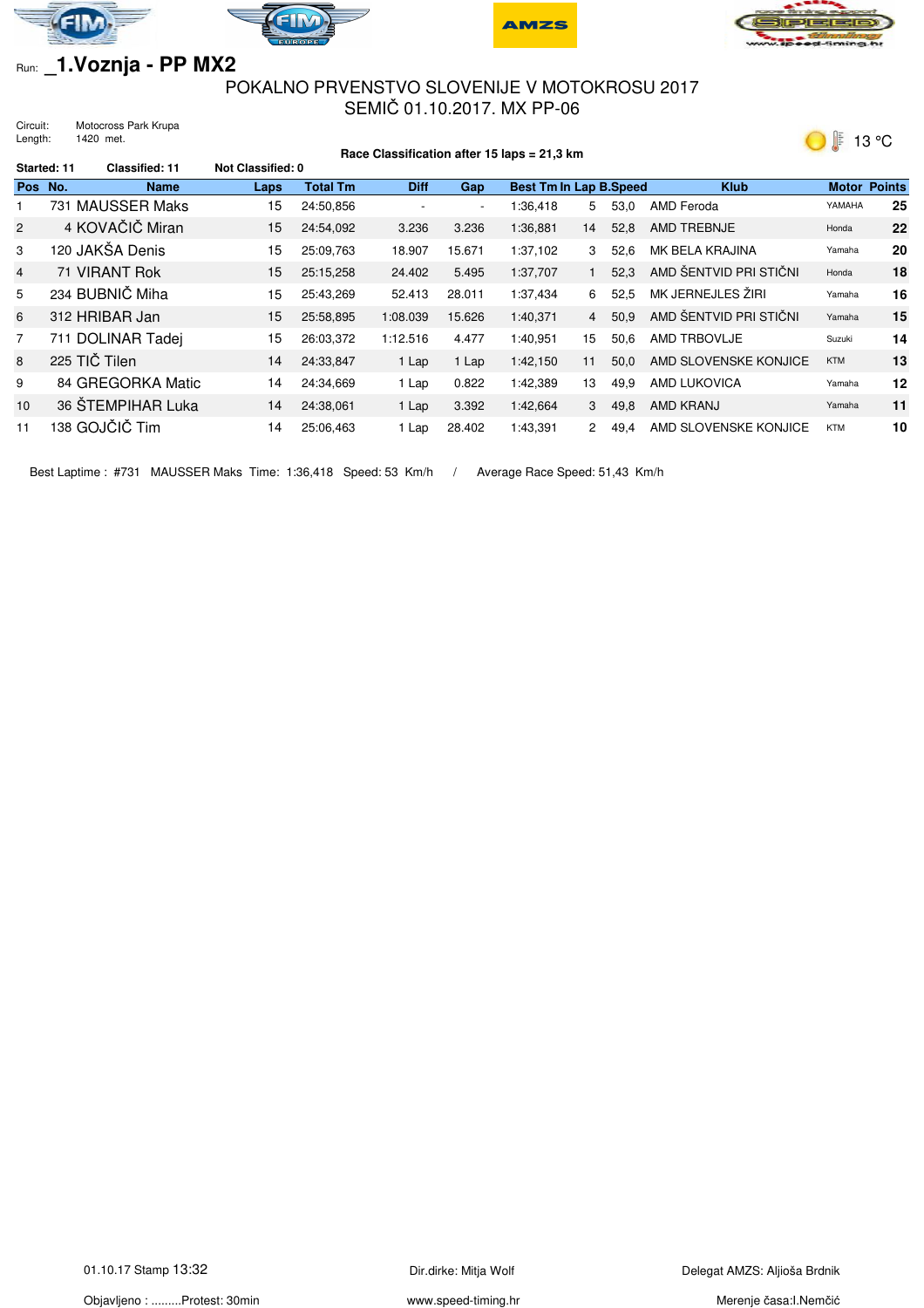Run: **_1.Voznja - PP MX2**

## POKALNO PRVENSTVO SLOVENIJE V MOTOKROSU 2017
## SEMIČ 01.10.2017. MX PP-06

Circuit: Motocross Park Krupa
Length: 1420 met.

13 °C

**Race Classification after 15 laps = 21,3 km**

**Started: 11** **Classified: 11** **Not Classified: 0**

| Pos | No. | Name | Laps | Total Tm | Diff | Gap | Best Tm | In Lap | B.Speed | Klub | Motor | Points |
|---|---|---|---|---|---|---|---|---|---|---|---|---|
| 1 | 731 | MAUSSER Maks | 15 | 24:50,856 | - | - | 1:36,418 | 5 | 53,0 | AMD Feroda | YAMAHA | 25 |
| 2 | 4 | KOVAČIČ Miran | 15 | 24:54,092 | 3.236 | 3.236 | 1:36,881 | 14 | 52,8 | AMD TREBNJE | Honda | 22 |
| 3 | 120 | JAKŠA Denis | 15 | 25:09,763 | 18.907 | 15.671 | 1:37,102 | 3 | 52,6 | MK BELA KRAJINA | Yamaha | 20 |
| 4 | 71 | VIRANT Rok | 15 | 25:15,258 | 24.402 | 5.495 | 1:37,707 | 1 | 52,3 | AMD ŠENTVID PRI STIČNI | Honda | 18 |
| 5 | 234 | BUBNIČ Miha | 15 | 25:43,269 | 52.413 | 28.011 | 1:37,434 | 6 | 52,5 | MK JERNEJLES ŽIRI | Yamaha | 16 |
| 6 | 312 | HRIBAR Jan | 15 | 25:58,895 | 1:08.039 | 15.626 | 1:40,371 | 4 | 50,9 | AMD ŠENTVID PRI STIČNI | Yamaha | 15 |
| 7 | 711 | DOLINAR Tadej | 15 | 26:03,372 | 1:12.516 | 4.477 | 1:40,951 | 15 | 50,6 | AMD TRBOVLJE | Suzuki | 14 |
| 8 | 225 | TIČ Tilen | 14 | 24:33,847 | 1 Lap | 1 Lap | 1:42,150 | 11 | 50,0 | AMD SLOVENSKE KONJICE | KTM | 13 |
| 9 | 84 | GREGORKA Matic | 14 | 24:34,669 | 1 Lap | 0.822 | 1:42,389 | 13 | 49,9 | AMD LUKOVICA | Yamaha | 12 |
| 10 | 36 | ŠTEMPIHAR Luka | 14 | 24:38,061 | 1 Lap | 3.392 | 1:42,664 | 3 | 49,8 | AMD KRANJ | Yamaha | 11 |
| 11 | 138 | GOJČIČ Tim | 14 | 25:06,463 | 1 Lap | 28.402 | 1:43,391 | 2 | 49,4 | AMD SLOVENSKE KONJICE | KTM | 10 |

Best Laptime : #731 MAUSSER Maks Time: 1:36,418 Speed: 53 Km/h / Average Race Speed: 51,43 Km/h

01.10.17 Stamp 13:32 Dir.dirke: Mitja Wolf Delegat AMZS: Aljioša Brdnik

Objavljeno : .........Protest: 30min www.speed-timing.hr Merenje časa:I.Nemčić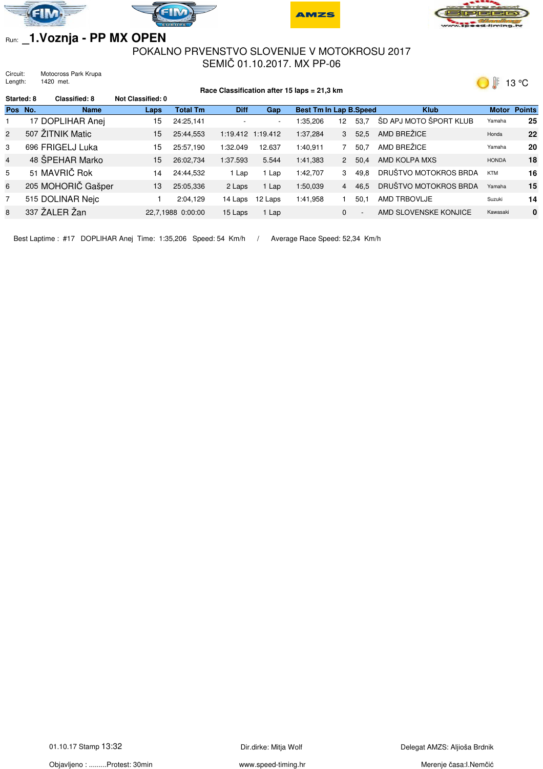Run: _1.Voznja - PP MX OPEN

POKALNO PRVENSTVO SLOVENIJE V MOTOKROSU 2017

SEMIČ 01.10.2017. MX PP-06

Circuit: Motocross Park Krupa
Length: 1420 met.

13 °C

Race Classification after 15 laps = 21,3 km

Started: 8 Classified: 8 Not Classified: 0

| Pos | No. | Name | Laps | Total Tm | Diff | Gap | Best Tm | In Lap | B.Speed | Klub | Motor | Points |
|---|---|---|---|---|---|---|---|---|---|---|---|---|
| 1 | 17 | DOPLIHAR Anej | 15 | 24:25,141 | - | - | 1:35,206 | 12 | 53,7 | ŠD APJ MOTO ŠPORT KLUB | Yamaha | 25 |
| 2 | 507 | ŽITNIK Matic | 15 | 25:44,553 | 1:19.412 | 1:19.412 | 1:37,284 | 3 | 52,5 | AMD BREŽICE | Honda | 22 |
| 3 | 696 | FRIGELJ Luka | 15 | 25:57,190 | 1:32.049 | 12.637 | 1:40,911 | 7 | 50,7 | AMD BREŽICE | Yamaha | 20 |
| 4 | 48 | ŠPEHAR Marko | 15 | 26:02,734 | 1:37.593 | 5.544 | 1:41,383 | 2 | 50,4 | AMD KOLPA MXS | HONDA | 18 |
| 5 | 51 | MAVRIČ Rok | 14 | 24:44,532 | 1 Lap | 1 Lap | 1:42,707 | 3 | 49,8 | DRUŠTVO MOTOKROS BRDA | KTM | 16 |
| 6 | 205 | MOHORIČ Gašper | 13 | 25:05,336 | 2 Laps | 1 Lap | 1:50,039 | 4 | 46,5 | DRUŠTVO MOTOKROS BRDA | Yamaha | 15 |
| 7 | 515 | DOLINAR Nejc | 1 | 2:04,129 | 14 Laps | 12 Laps | 1:41,958 | 1 | 50,1 | AMD TRBOVLJE | Suzuki | 14 |
| 8 | 337 | ŽALER Žan | 22,7,1988 | 0:00:00 | 15 Laps | 1 Lap | | 0 | - | AMD SLOVENSKE KONJICE | Kawasaki | 0 |

Best Laptime : #17 DOPLIHAR Anej Time: 1:35,206 Speed: 54 Km/h / Average Race Speed: 52,34 Km/h

01.10.17 Stamp 13:32 Dir.dirke: Mitja Wolf Delegat AMZS: Aljioša Brdnik

Objavljeno : .........Protest: 30min www.speed-timing.hr Merenje časa:I.Nemčić